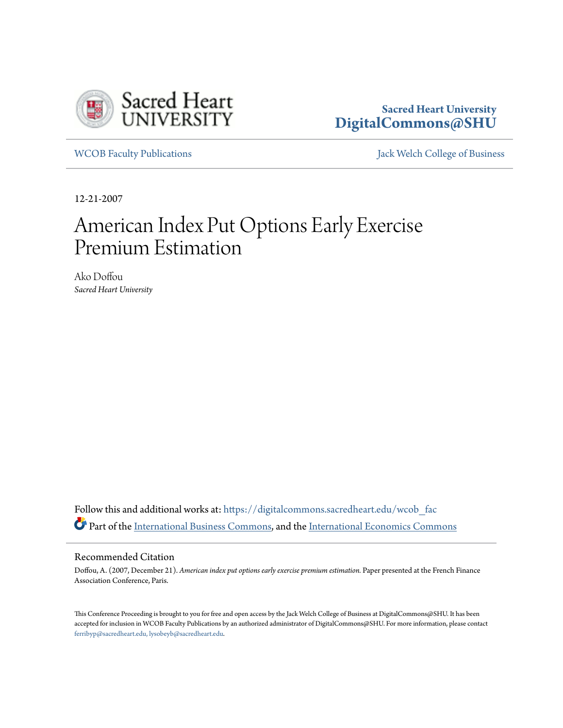Sacred Heart University
DigitalCommons@SHU

WCOB Faculty Publications

Jack Welch College of Business

12-21-2007

# American Index Put Options Early Exercise Premium Estimation

Ako Doffou
*Sacred Heart University*

Follow this and additional works at: https://digitalcommons.sacredheart.edu/wcob_fac

Part of the International Business Commons, and the International Economics Commons

## Recommended Citation

Doffou, A. (2007, December 21). *American index put options early exercise premium estimation.* Paper presented at the French Finance Association Conference, Paris.

This Conference Proceeding is brought to you for free and open access by the Jack Welch College of Business at DigitalCommons@SHU. It has been accepted for inclusion in WCOB Faculty Publications by an authorized administrator of DigitalCommons@SHU. For more information, please contact ferribyp@sacredheart.edu, lysobeyb@sacredheart.edu.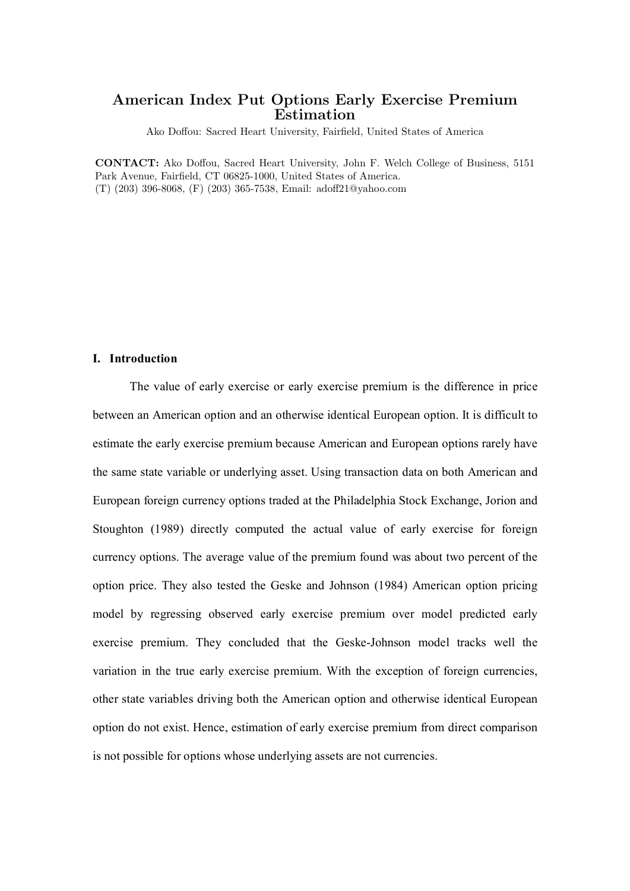# American Index Put Options Early Exercise Premium Estimation

Ako Doffou: Sacred Heart University, Fairfield, United States of America

**CONTACT:** Ako Doffou, Sacred Heart University, John F. Welch College of Business, 5151 Park Avenue, Fairfield, CT 06825-1000, United States of America.
(T) (203) 396-8068, (F) (203) 365-7538, Email: adoff21@yahoo.com

## I. Introduction

The value of early exercise or early exercise premium is the difference in price between an American option and an otherwise identical European option. It is difficult to estimate the early exercise premium because American and European options rarely have the same state variable or underlying asset. Using transaction data on both American and European foreign currency options traded at the Philadelphia Stock Exchange, Jorion and Stoughton (1989) directly computed the actual value of early exercise for foreign currency options. The average value of the premium found was about two percent of the option price. They also tested the Geske and Johnson (1984) American option pricing model by regressing observed early exercise premium over model predicted early exercise premium. They concluded that the Geske-Johnson model tracks well the variation in the true early exercise premium. With the exception of foreign currencies, other state variables driving both the American option and otherwise identical European option do not exist. Hence, estimation of early exercise premium from direct comparison is not possible for options whose underlying assets are not currencies.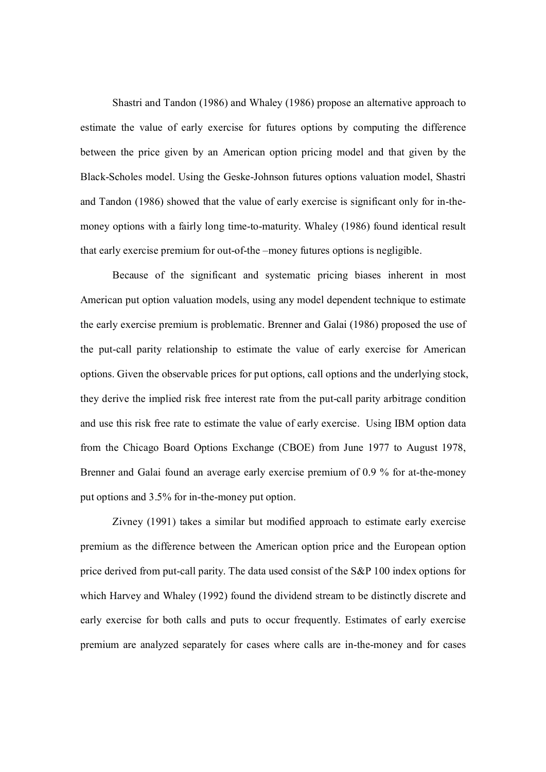Shastri and Tandon (1986) and Whaley (1986) propose an alternative approach to estimate the value of early exercise for futures options by computing the difference between the price given by an American option pricing model and that given by the Black-Scholes model. Using the Geske-Johnson futures options valuation model, Shastri and Tandon (1986) showed that the value of early exercise is significant only for in-the-money options with a fairly long time-to-maturity. Whaley (1986) found identical result that early exercise premium for out-of-the –money futures options is negligible.

Because of the significant and systematic pricing biases inherent in most American put option valuation models, using any model dependent technique to estimate the early exercise premium is problematic. Brenner and Galai (1986) proposed the use of the put-call parity relationship to estimate the value of early exercise for American options. Given the observable prices for put options, call options and the underlying stock, they derive the implied risk free interest rate from the put-call parity arbitrage condition and use this risk free rate to estimate the value of early exercise. Using IBM option data from the Chicago Board Options Exchange (CBOE) from June 1977 to August 1978, Brenner and Galai found an average early exercise premium of 0.9 % for at-the-money put options and 3.5% for in-the-money put option.

Zivney (1991) takes a similar but modified approach to estimate early exercise premium as the difference between the American option price and the European option price derived from put-call parity. The data used consist of the S&P 100 index options for which Harvey and Whaley (1992) found the dividend stream to be distinctly discrete and early exercise for both calls and puts to occur frequently. Estimates of early exercise premium are analyzed separately for cases where calls are in-the-money and for cases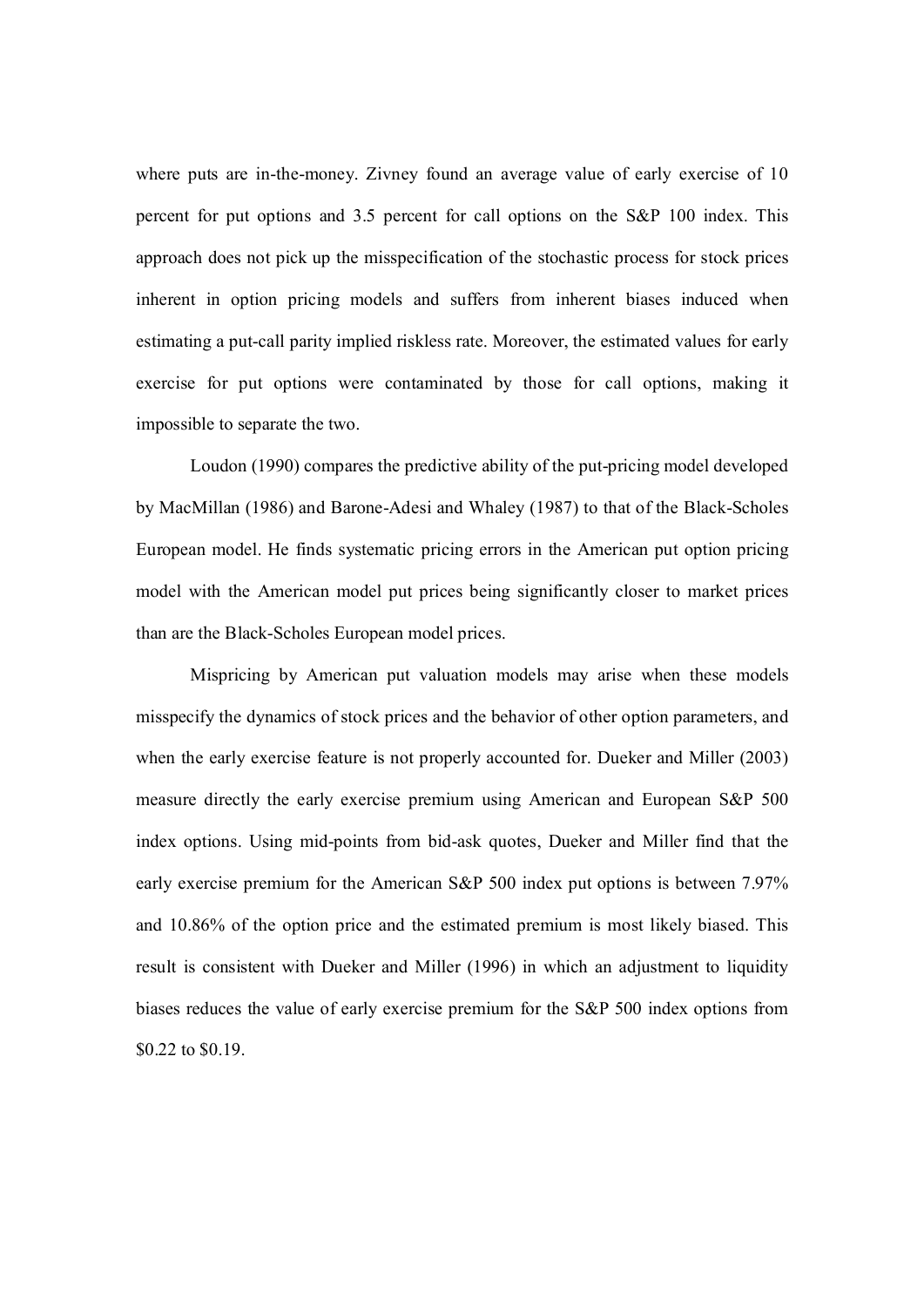where puts are in-the-money. Zivney found an average value of early exercise of 10 percent for put options and 3.5 percent for call options on the S&P 100 index. This approach does not pick up the misspecification of the stochastic process for stock prices inherent in option pricing models and suffers from inherent biases induced when estimating a put-call parity implied riskless rate. Moreover, the estimated values for early exercise for put options were contaminated by those for call options, making it impossible to separate the two.

Loudon (1990) compares the predictive ability of the put-pricing model developed by MacMillan (1986) and Barone-Adesi and Whaley (1987) to that of the Black-Scholes European model. He finds systematic pricing errors in the American put option pricing model with the American model put prices being significantly closer to market prices than are the Black-Scholes European model prices.

Mispricing by American put valuation models may arise when these models misspecify the dynamics of stock prices and the behavior of other option parameters, and when the early exercise feature is not properly accounted for. Dueker and Miller (2003) measure directly the early exercise premium using American and European S&P 500 index options. Using mid-points from bid-ask quotes, Dueker and Miller find that the early exercise premium for the American S&P 500 index put options is between 7.97% and 10.86% of the option price and the estimated premium is most likely biased. This result is consistent with Dueker and Miller (1996) in which an adjustment to liquidity biases reduces the value of early exercise premium for the S&P 500 index options from $0.22 to $0.19.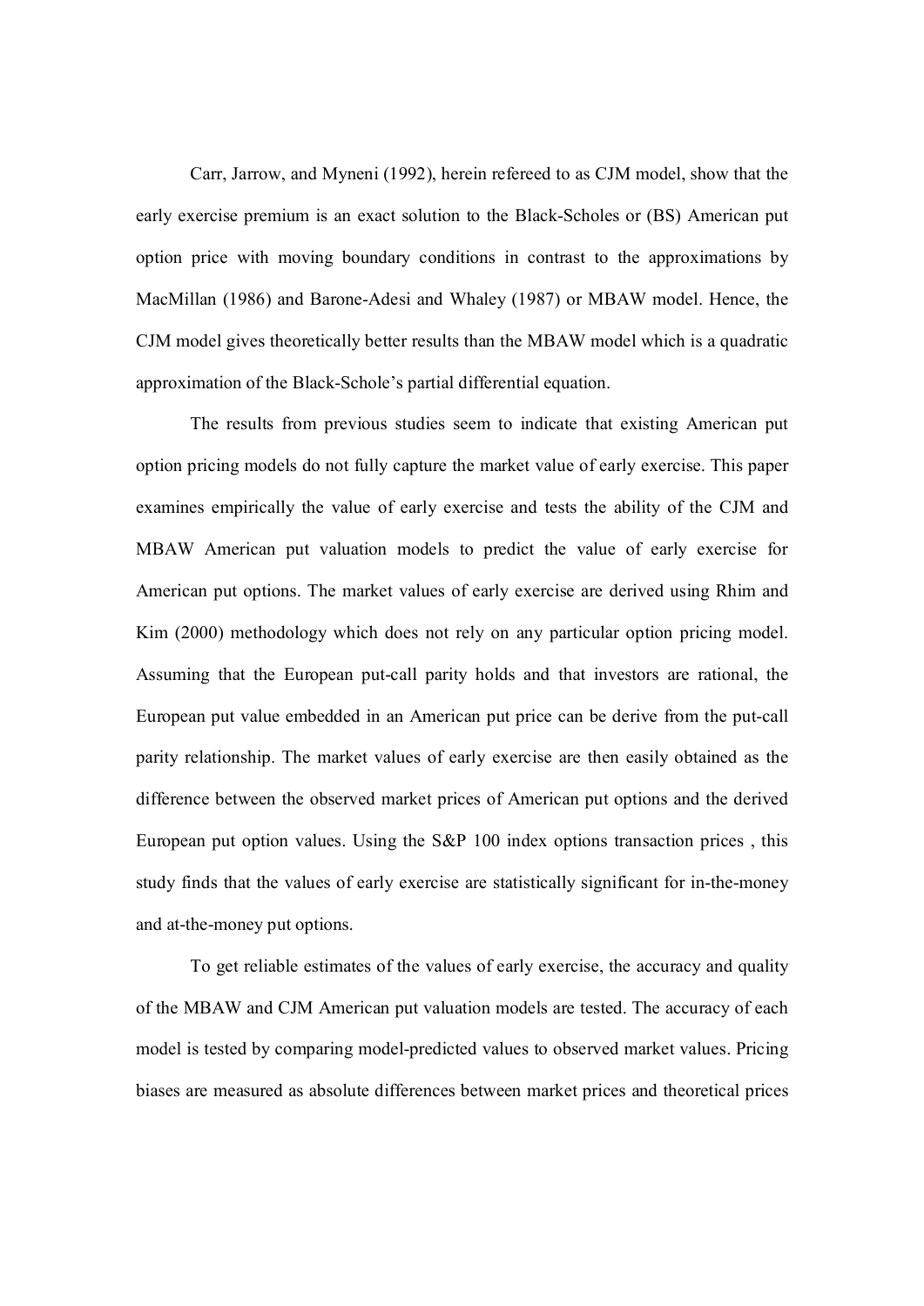Carr, Jarrow, and Myneni (1992), herein refereed to as CJM model, show that the early exercise premium is an exact solution to the Black-Scholes or (BS) American put option price with moving boundary conditions in contrast to the approximations by MacMillan (1986) and Barone-Adesi and Whaley (1987) or MBAW model. Hence, the CJM model gives theoretically better results than the MBAW model which is a quadratic approximation of the Black-Schole's partial differential equation.

The results from previous studies seem to indicate that existing American put option pricing models do not fully capture the market value of early exercise. This paper examines empirically the value of early exercise and tests the ability of the CJM and MBAW American put valuation models to predict the value of early exercise for American put options. The market values of early exercise are derived using Rhim and Kim (2000) methodology which does not rely on any particular option pricing model. Assuming that the European put-call parity holds and that investors are rational, the European put value embedded in an American put price can be derive from the put-call parity relationship. The market values of early exercise are then easily obtained as the difference between the observed market prices of American put options and the derived European put option values. Using the S&P 100 index options transaction prices , this study finds that the values of early exercise are statistically significant for in-the-money and at-the-money put options.

To get reliable estimates of the values of early exercise, the accuracy and quality of the MBAW and CJM American put valuation models are tested. The accuracy of each model is tested by comparing model-predicted values to observed market values. Pricing biases are measured as absolute differences between market prices and theoretical prices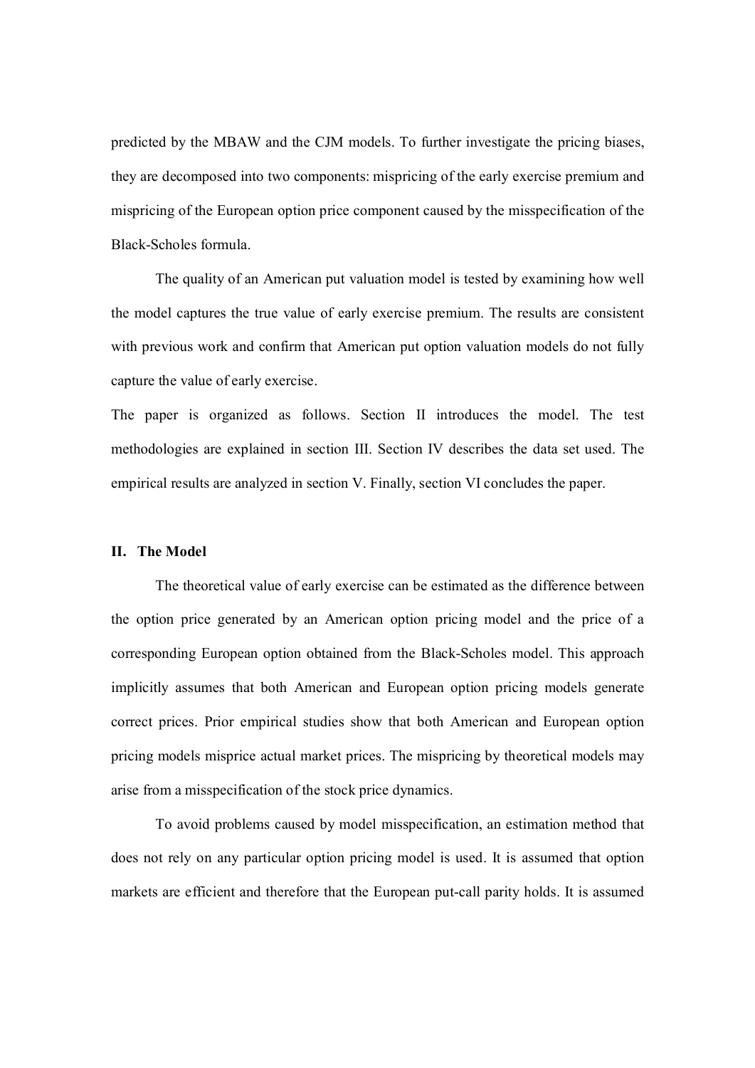predicted by the MBAW and the CJM models. To further investigate the pricing biases, they are decomposed into two components: mispricing of the early exercise premium and mispricing of the European option price component caused by the misspecification of the Black-Scholes formula.

The quality of an American put valuation model is tested by examining how well the model captures the true value of early exercise premium. The results are consistent with previous work and confirm that American put option valuation models do not fully capture the value of early exercise.

The paper is organized as follows. Section II introduces the model. The test methodologies are explained in section III. Section IV describes the data set used. The empirical results are analyzed in section V. Finally, section VI concludes the paper.

## II. The Model

The theoretical value of early exercise can be estimated as the difference between the option price generated by an American option pricing model and the price of a corresponding European option obtained from the Black-Scholes model. This approach implicitly assumes that both American and European option pricing models generate correct prices. Prior empirical studies show that both American and European option pricing models misprice actual market prices. The mispricing by theoretical models may arise from a misspecification of the stock price dynamics.

To avoid problems caused by model misspecification, an estimation method that does not rely on any particular option pricing model is used. It is assumed that option markets are efficient and therefore that the European put-call parity holds. It is assumed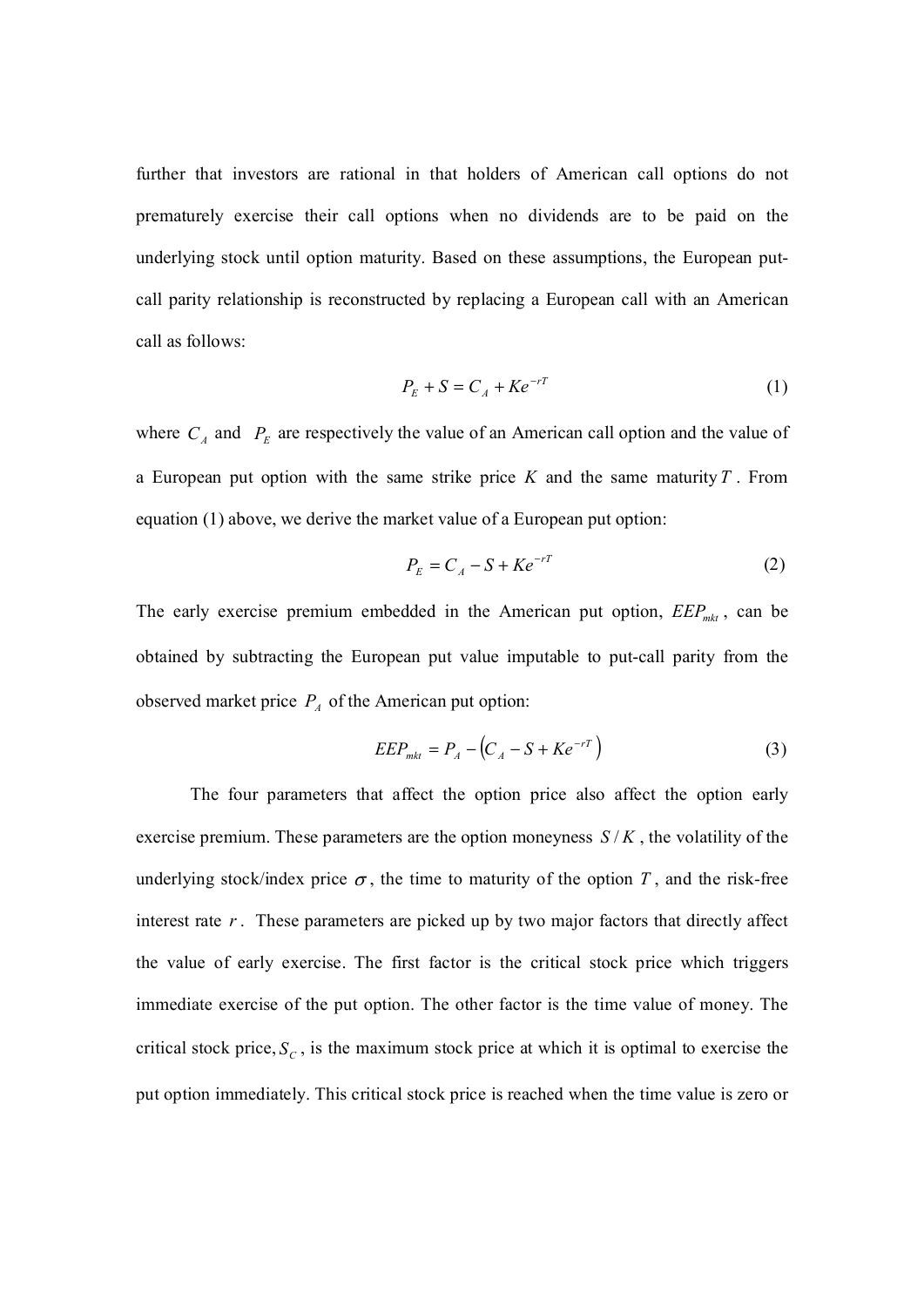further that investors are rational in that holders of American call options do not prematurely exercise their call options when no dividends are to be paid on the underlying stock until option maturity. Based on these assumptions, the European put-call parity relationship is reconstructed by replacing a European call with an American call as follows:

$$P_E + S = C_A + Ke^{-rT} \tag{1}$$

where $C_A$ and $P_E$ are respectively the value of an American call option and the value of a European put option with the same strike price $K$ and the same maturity $T$. From equation (1) above, we derive the market value of a European put option:

$$P_E = C_A - S + Ke^{-rT} \tag{2}$$

The early exercise premium embedded in the American put option, $EEP_{mkt}$, can be obtained by subtracting the European put value imputable to put-call parity from the observed market price $P_A$ of the American put option:

$$EEP_{mkt} = P_A - \left(C_A - S + Ke^{-rT}\right) \tag{3}$$

The four parameters that affect the option price also affect the option early exercise premium. These parameters are the option moneyness $S/K$, the volatility of the underlying stock/index price $\sigma$, the time to maturity of the option $T$, and the risk-free interest rate $r$. These parameters are picked up by two major factors that directly affect the value of early exercise. The first factor is the critical stock price which triggers immediate exercise of the put option. The other factor is the time value of money. The critical stock price, $S_C$, is the maximum stock price at which it is optimal to exercise the put option immediately. This critical stock price is reached when the time value is zero or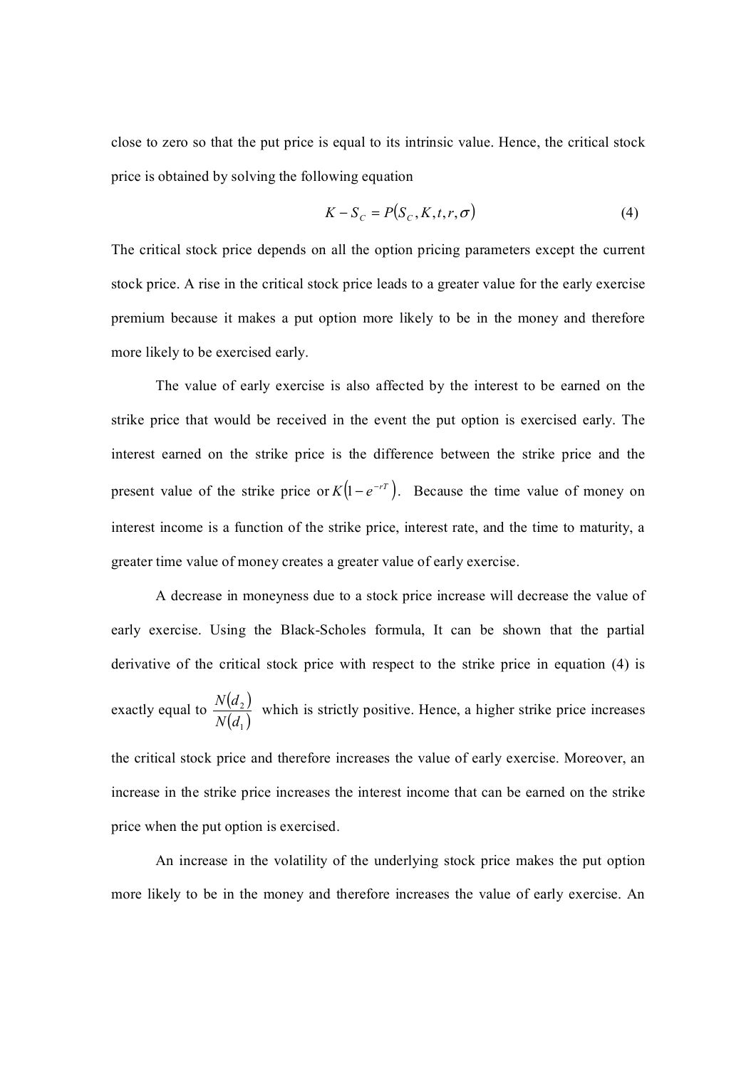close to zero so that the put price is equal to its intrinsic value. Hence, the critical stock price is obtained by solving the following equation

$$K - S_C = P(S_C, K, t, r, \sigma) \tag{4}$$

The critical stock price depends on all the option pricing parameters except the current stock price. A rise in the critical stock price leads to a greater value for the early exercise premium because it makes a put option more likely to be in the money and therefore more likely to be exercised early.

The value of early exercise is also affected by the interest to be earned on the strike price that would be received in the event the put option is exercised early. The interest earned on the strike price is the difference between the strike price and the present value of the strike price or $K\left(1 - e^{-rT}\right)$. Because the time value of money on interest income is a function of the strike price, interest rate, and the time to maturity, a greater time value of money creates a greater value of early exercise.

A decrease in moneyness due to a stock price increase will decrease the value of early exercise. Using the Black-Scholes formula, It can be shown that the partial derivative of the critical stock price with respect to the strike price in equation (4) is exactly equal to $\frac{N(d_2)}{N(d_1)}$ which is strictly positive. Hence, a higher strike price increases the critical stock price and therefore increases the value of early exercise. Moreover, an increase in the strike price increases the interest income that can be earned on the strike price when the put option is exercised.

An increase in the volatility of the underlying stock price makes the put option more likely to be in the money and therefore increases the value of early exercise. An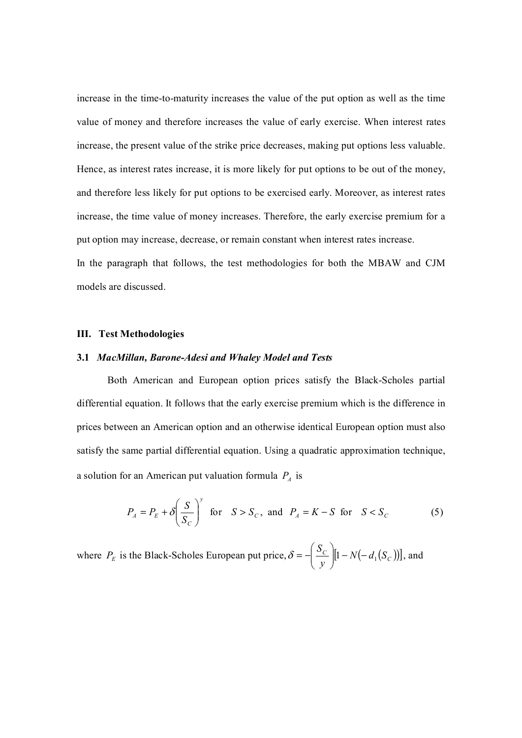increase in the time-to-maturity increases the value of the put option as well as the time value of money and therefore increases the value of early exercise. When interest rates increase, the present value of the strike price decreases, making put options less valuable. Hence, as interest rates increase, it is more likely for put options to be out of the money, and therefore less likely for put options to be exercised early. Moreover, as interest rates increase, the time value of money increases. Therefore, the early exercise premium for a put option may increase, decrease, or remain constant when interest rates increase.

In the paragraph that follows, the test methodologies for both the MBAW and CJM models are discussed.

## III. Test Methodologies

### 3.1 *MacMillan, Barone-Adesi and Whaley Model and Tests*

Both American and European option prices satisfy the Black-Scholes partial differential equation. It follows that the early exercise premium which is the difference in prices between an American option and an otherwise identical European option must also satisfy the same partial differential equation. Using a quadratic approximation technique, a solution for an American put valuation formula $P_A$ is

$$P_A = P_E + \delta \left( \frac{S}{S_C} \right)^y \quad \text{for} \quad S > S_C, \text{ and } \; P_A = K - S \; \text{ for } \; S < S_C \tag{5}$$

where $P_E$ is the Black-Scholes European put price, $\delta = -\left( \frac{S_C}{y} \right) \left[ 1 - N\left( -d_1 \left( S_C \right) \right) \right]$, and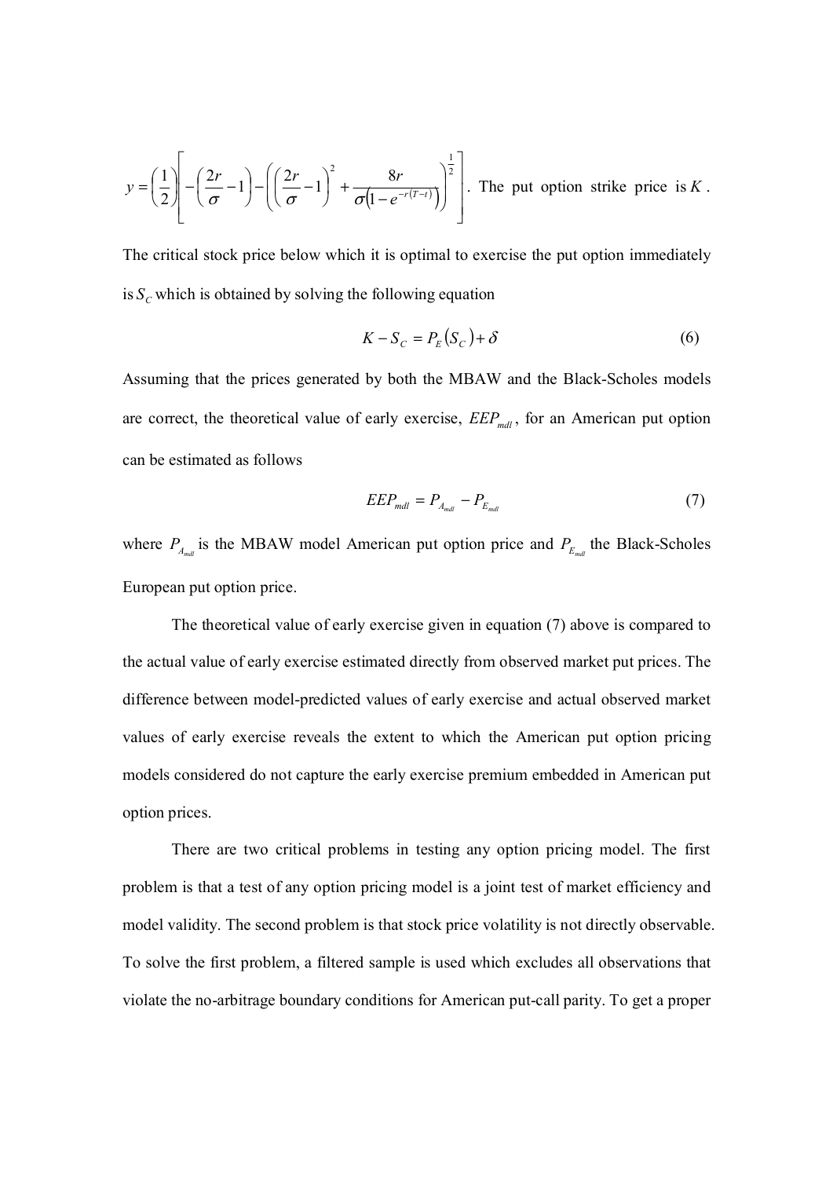$y = \left(\frac{1}{2}\right)\left[-\left(\frac{2r}{\sigma}-1\right)-\left(\left(\frac{2r}{\sigma}-1\right)^2+\frac{8r}{\sigma\left(1-e^{-r(T-t)}\right)}\right)^{\frac{1}{2}}\right]$. The put option strike price is $K$.

The critical stock price below which it is optimal to exercise the put option immediately is $S_C$ which is obtained by solving the following equation

$$K - S_C = P_E\left(S_C\right) + \delta \tag{6}$$

Assuming that the prices generated by both the MBAW and the Black-Scholes models are correct, the theoretical value of early exercise, $EEP_{mdl}$, for an American put option can be estimated as follows

$$EEP_{mdl} = P_{A_{mdl}} - P_{E_{mdl}} \tag{7}$$

where $P_{A_{mdl}}$ is the MBAW model American put option price and $P_{E_{mdl}}$ the Black-Scholes European put option price.

The theoretical value of early exercise given in equation (7) above is compared to the actual value of early exercise estimated directly from observed market put prices. The difference between model-predicted values of early exercise and actual observed market values of early exercise reveals the extent to which the American put option pricing models considered do not capture the early exercise premium embedded in American put option prices.

There are two critical problems in testing any option pricing model. The first problem is that a test of any option pricing model is a joint test of market efficiency and model validity. The second problem is that stock price volatility is not directly observable. To solve the first problem, a filtered sample is used which excludes all observations that violate the no-arbitrage boundary conditions for American put-call parity. To get a proper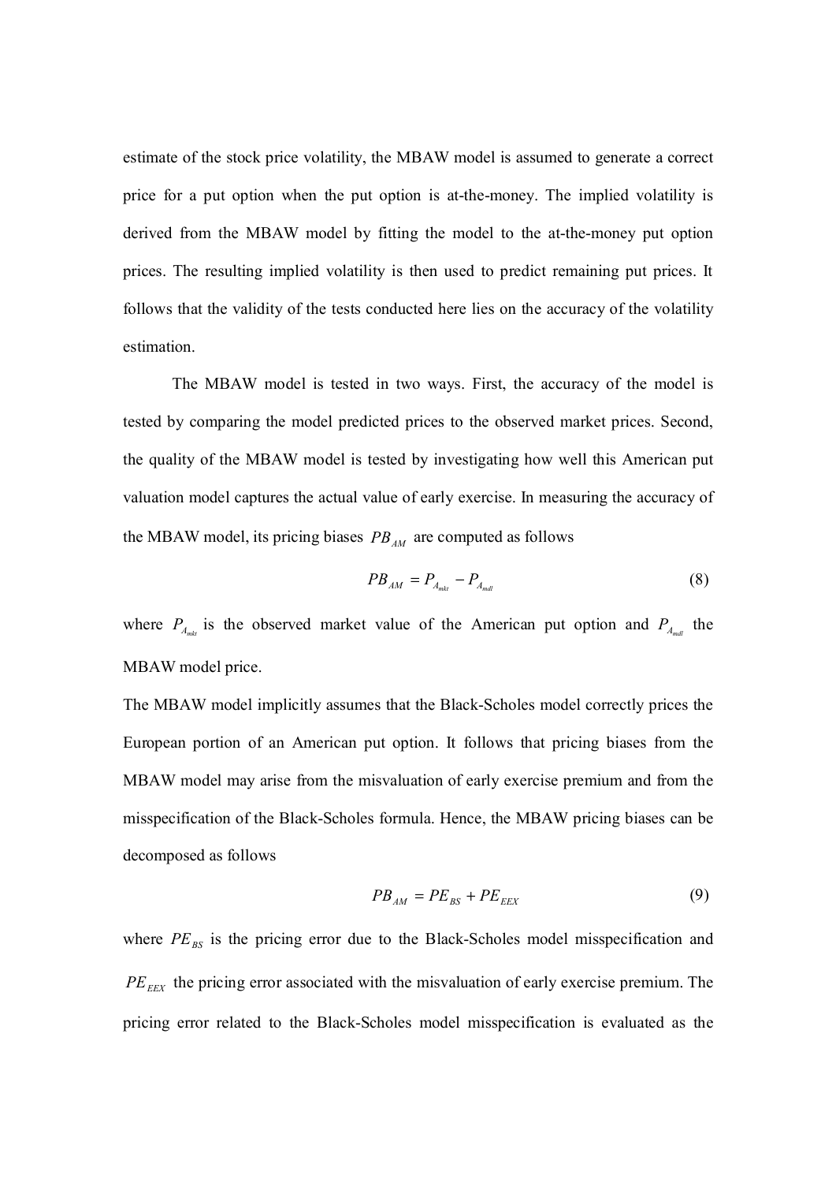estimate of the stock price volatility, the MBAW model is assumed to generate a correct price for a put option when the put option is at-the-money. The implied volatility is derived from the MBAW model by fitting the model to the at-the-money put option prices. The resulting implied volatility is then used to predict remaining put prices. It follows that the validity of the tests conducted here lies on the accuracy of the volatility estimation.

The MBAW model is tested in two ways. First, the accuracy of the model is tested by comparing the model predicted prices to the observed market prices. Second, the quality of the MBAW model is tested by investigating how well this American put valuation model captures the actual value of early exercise. In measuring the accuracy of the MBAW model, its pricing biases $PB_{AM}$ are computed as follows

$$PB_{AM} = P_{A_{mkt}} - P_{A_{mdl}} \tag{8}$$

where $P_{A_{mkt}}$ is the observed market value of the American put option and $P_{A_{mdl}}$ the MBAW model price.

The MBAW model implicitly assumes that the Black-Scholes model correctly prices the European portion of an American put option. It follows that pricing biases from the MBAW model may arise from the misvaluation of early exercise premium and from the misspecification of the Black-Scholes formula. Hence, the MBAW pricing biases can be decomposed as follows

$$PB_{AM} = PE_{BS} + PE_{EEX} \tag{9}$$

where $PE_{BS}$ is the pricing error due to the Black-Scholes model misspecification and $PE_{EEX}$ the pricing error associated with the misvaluation of early exercise premium. The pricing error related to the Black-Scholes model misspecification is evaluated as the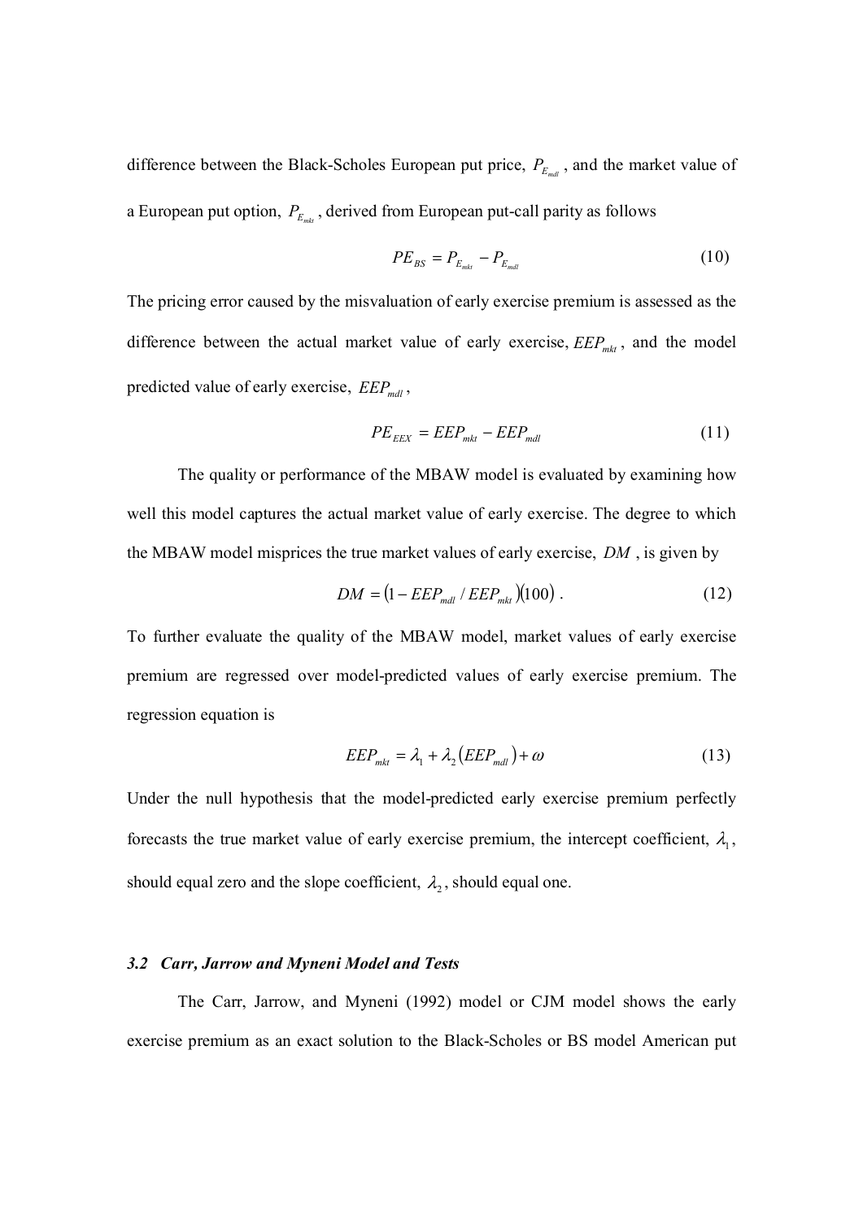difference between the Black-Scholes European put price, $P_{E_{mdl}}$, and the market value of a European put option, $P_{E_{mkt}}$, derived from European put-call parity as follows

$$PE_{BS} = P_{E_{mkt}} - P_{E_{mdl}} \tag{10}$$

The pricing error caused by the misvaluation of early exercise premium is assessed as the difference between the actual market value of early exercise, $EEP_{mkt}$, and the model predicted value of early exercise, $EEP_{mdl}$,

$$PE_{EEX} = EEP_{mkt} - EEP_{mdl} \tag{11}$$

The quality or performance of the MBAW model is evaluated by examining how well this model captures the actual market value of early exercise. The degree to which the MBAW model misprices the true market values of early exercise, $DM$, is given by

$$DM = \left(1 - EEP_{mdl} / EEP_{mkt}\right)(100) . \tag{12}$$

To further evaluate the quality of the MBAW model, market values of early exercise premium are regressed over model-predicted values of early exercise premium. The regression equation is

$$EEP_{mkt} = \lambda_1 + \lambda_2\left(EEP_{mdl}\right) + \omega \tag{13}$$

Under the null hypothesis that the model-predicted early exercise premium perfectly forecasts the true market value of early exercise premium, the intercept coefficient, $\lambda_1$, should equal zero and the slope coefficient, $\lambda_2$, should equal one.

### *3.2 Carr, Jarrow and Myneni Model and Tests*

The Carr, Jarrow, and Myneni (1992) model or CJM model shows the early exercise premium as an exact solution to the Black-Scholes or BS model American put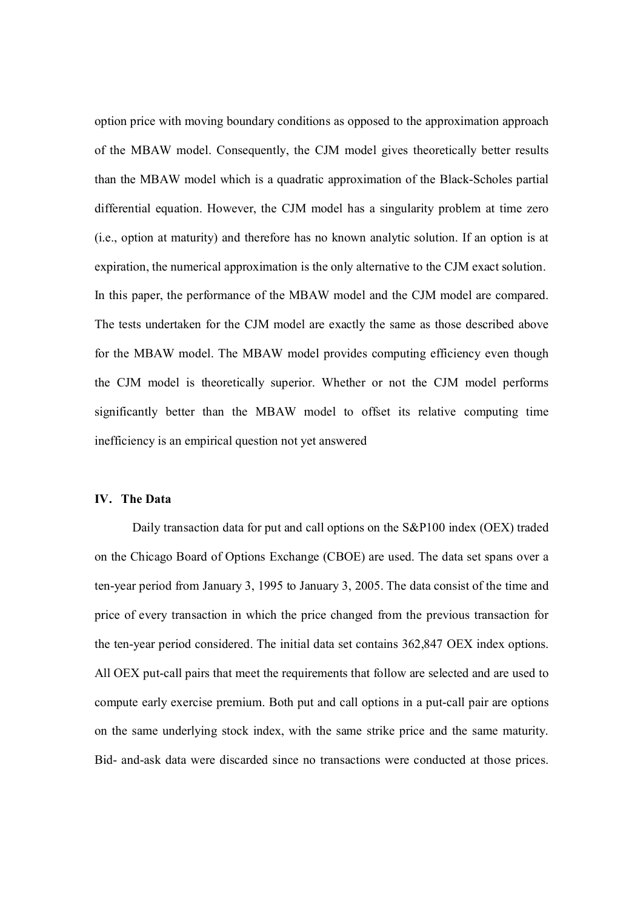option price with moving boundary conditions as opposed to the approximation approach of the MBAW model. Consequently, the CJM model gives theoretically better results than the MBAW model which is a quadratic approximation of the Black-Scholes partial differential equation. However, the CJM model has a singularity problem at time zero (i.e., option at maturity) and therefore has no known analytic solution. If an option is at expiration, the numerical approximation is the only alternative to the CJM exact solution. In this paper, the performance of the MBAW model and the CJM model are compared. The tests undertaken for the CJM model are exactly the same as those described above for the MBAW model. The MBAW model provides computing efficiency even though the CJM model is theoretically superior. Whether or not the CJM model performs significantly better than the MBAW model to offset its relative computing time inefficiency is an empirical question not yet answered

## IV. The Data

Daily transaction data for put and call options on the S&P100 index (OEX) traded on the Chicago Board of Options Exchange (CBOE) are used. The data set spans over a ten-year period from January 3, 1995 to January 3, 2005. The data consist of the time and price of every transaction in which the price changed from the previous transaction for the ten-year period considered. The initial data set contains 362,847 OEX index options. All OEX put-call pairs that meet the requirements that follow are selected and are used to compute early exercise premium. Both put and call options in a put-call pair are options on the same underlying stock index, with the same strike price and the same maturity. Bid- and-ask data were discarded since no transactions were conducted at those prices.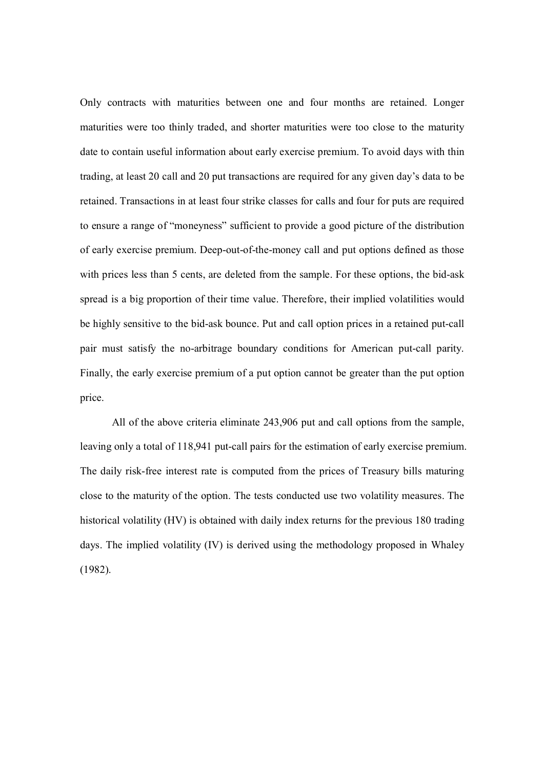Only contracts with maturities between one and four months are retained. Longer maturities were too thinly traded, and shorter maturities were too close to the maturity date to contain useful information about early exercise premium. To avoid days with thin trading, at least 20 call and 20 put transactions are required for any given day's data to be retained. Transactions in at least four strike classes for calls and four for puts are required to ensure a range of "moneyness" sufficient to provide a good picture of the distribution of early exercise premium. Deep-out-of-the-money call and put options defined as those with prices less than 5 cents, are deleted from the sample. For these options, the bid-ask spread is a big proportion of their time value. Therefore, their implied volatilities would be highly sensitive to the bid-ask bounce. Put and call option prices in a retained put-call pair must satisfy the no-arbitrage boundary conditions for American put-call parity. Finally, the early exercise premium of a put option cannot be greater than the put option price.

All of the above criteria eliminate 243,906 put and call options from the sample, leaving only a total of 118,941 put-call pairs for the estimation of early exercise premium. The daily risk-free interest rate is computed from the prices of Treasury bills maturing close to the maturity of the option. The tests conducted use two volatility measures. The historical volatility (HV) is obtained with daily index returns for the previous 180 trading days. The implied volatility (IV) is derived using the methodology proposed in Whaley (1982).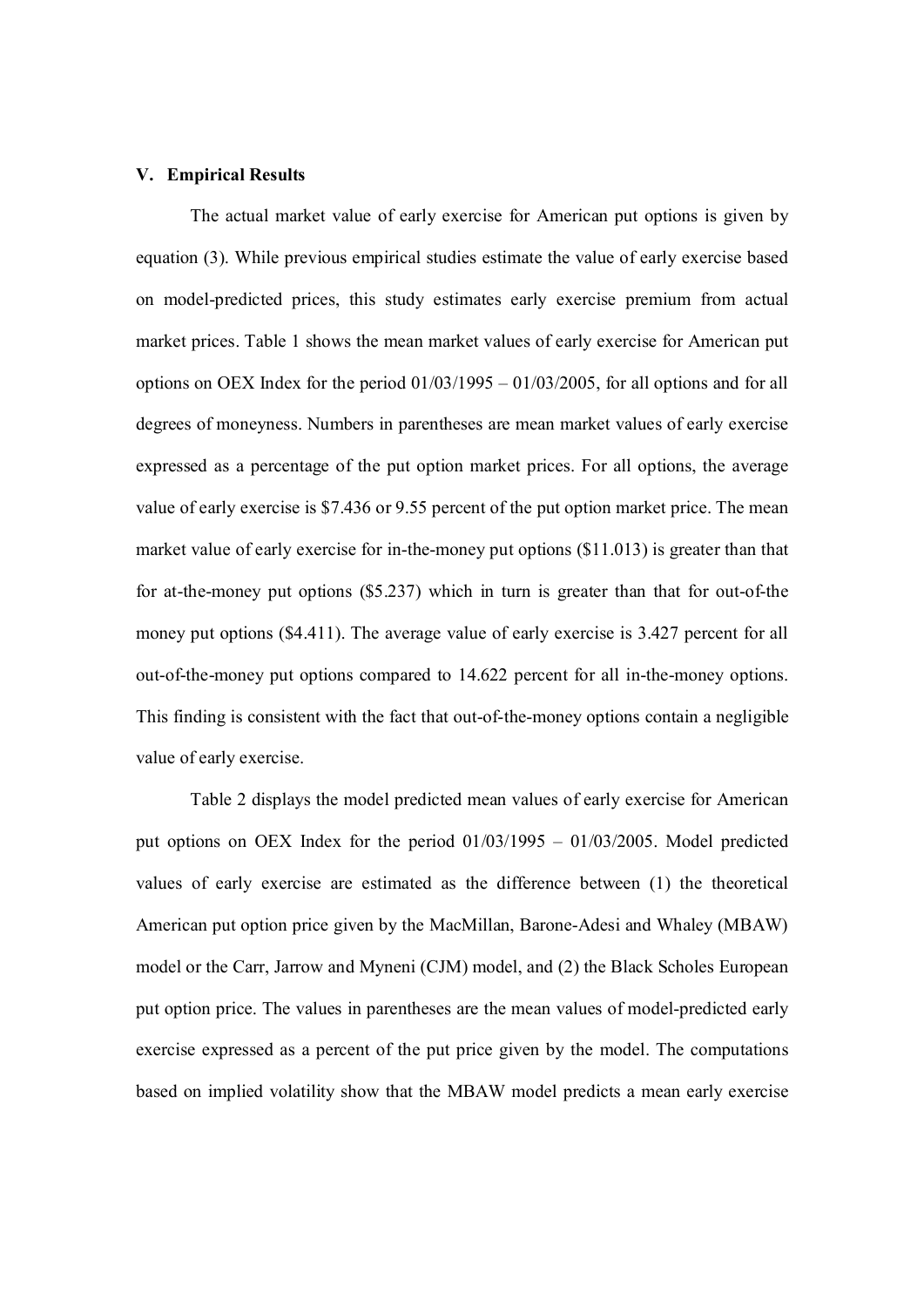### V. Empirical Results

The actual market value of early exercise for American put options is given by equation (3). While previous empirical studies estimate the value of early exercise based on model-predicted prices, this study estimates early exercise premium from actual market prices. Table 1 shows the mean market values of early exercise for American put options on OEX Index for the period 01/03/1995 – 01/03/2005, for all options and for all degrees of moneyness. Numbers in parentheses are mean market values of early exercise expressed as a percentage of the put option market prices. For all options, the average value of early exercise is \$7.436 or 9.55 percent of the put option market price. The mean market value of early exercise for in-the-money put options (\$11.013) is greater than that for at-the-money put options (\$5.237) which in turn is greater than that for out-of-the money put options (\$4.411). The average value of early exercise is 3.427 percent for all out-of-the-money put options compared to 14.622 percent for all in-the-money options. This finding is consistent with the fact that out-of-the-money options contain a negligible value of early exercise.

Table 2 displays the model predicted mean values of early exercise for American put options on OEX Index for the period 01/03/1995 – 01/03/2005. Model predicted values of early exercise are estimated as the difference between (1) the theoretical American put option price given by the MacMillan, Barone-Adesi and Whaley (MBAW) model or the Carr, Jarrow and Myneni (CJM) model, and (2) the Black Scholes European put option price. The values in parentheses are the mean values of model-predicted early exercise expressed as a percent of the put price given by the model. The computations based on implied volatility show that the MBAW model predicts a mean early exercise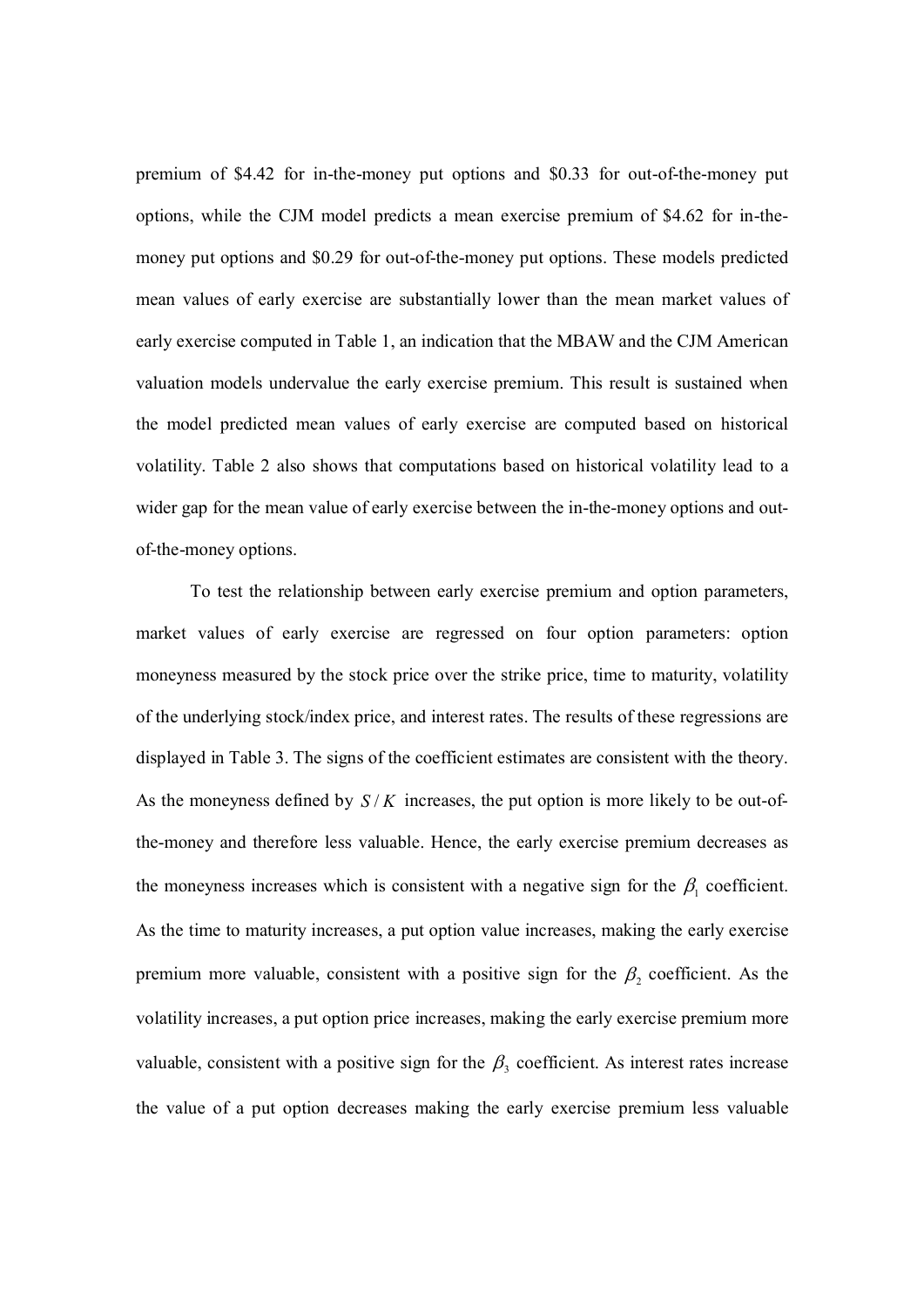premium of $4.42 for in-the-money put options and $0.33 for out-of-the-money put options, while the CJM model predicts a mean exercise premium of $4.62 for in-the-money put options and $0.29 for out-of-the-money put options. These models predicted mean values of early exercise are substantially lower than the mean market values of early exercise computed in Table 1, an indication that the MBAW and the CJM American valuation models undervalue the early exercise premium. This result is sustained when the model predicted mean values of early exercise are computed based on historical volatility. Table 2 also shows that computations based on historical volatility lead to a wider gap for the mean value of early exercise between the in-the-money options and out-of-the-money options.

To test the relationship between early exercise premium and option parameters, market values of early exercise are regressed on four option parameters: option moneyness measured by the stock price over the strike price, time to maturity, volatility of the underlying stock/index price, and interest rates. The results of these regressions are displayed in Table 3. The signs of the coefficient estimates are consistent with the theory. As the moneyness defined by $S/K$ increases, the put option is more likely to be out-of-the-money and therefore less valuable. Hence, the early exercise premium decreases as the moneyness increases which is consistent with a negative sign for the $\beta_1$ coefficient. As the time to maturity increases, a put option value increases, making the early exercise premium more valuable, consistent with a positive sign for the $\beta_2$ coefficient. As the volatility increases, a put option price increases, making the early exercise premium more valuable, consistent with a positive sign for the $\beta_3$ coefficient. As interest rates increase the value of a put option decreases making the early exercise premium less valuable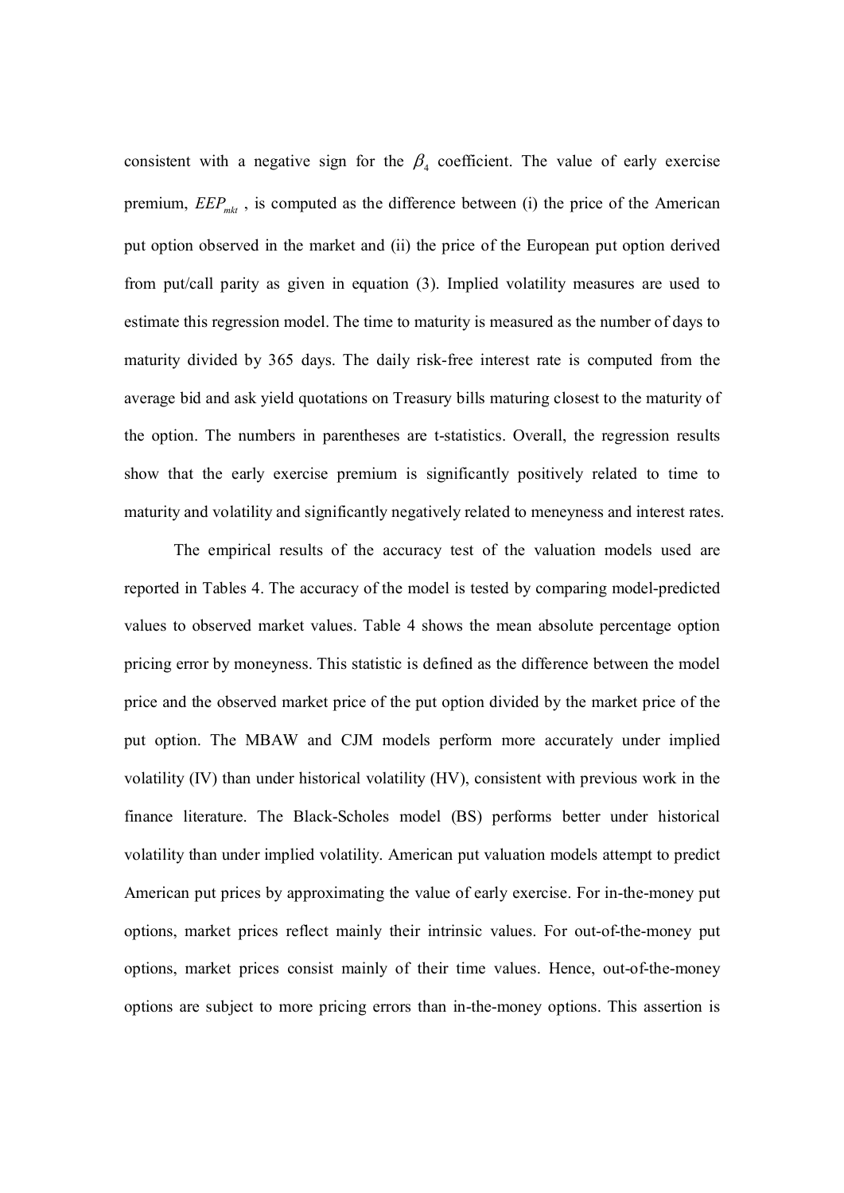consistent with a negative sign for the $\beta_4$ coefficient. The value of early exercise premium, $EEP_{mkt}$, is computed as the difference between (i) the price of the American put option observed in the market and (ii) the price of the European put option derived from put/call parity as given in equation (3). Implied volatility measures are used to estimate this regression model. The time to maturity is measured as the number of days to maturity divided by 365 days. The daily risk-free interest rate is computed from the average bid and ask yield quotations on Treasury bills maturing closest to the maturity of the option. The numbers in parentheses are t-statistics. Overall, the regression results show that the early exercise premium is significantly positively related to time to maturity and volatility and significantly negatively related to meneyness and interest rates.

The empirical results of the accuracy test of the valuation models used are reported in Tables 4. The accuracy of the model is tested by comparing model-predicted values to observed market values. Table 4 shows the mean absolute percentage option pricing error by moneyness. This statistic is defined as the difference between the model price and the observed market price of the put option divided by the market price of the put option. The MBAW and CJM models perform more accurately under implied volatility (IV) than under historical volatility (HV), consistent with previous work in the finance literature. The Black-Scholes model (BS) performs better under historical volatility than under implied volatility. American put valuation models attempt to predict American put prices by approximating the value of early exercise. For in-the-money put options, market prices reflect mainly their intrinsic values. For out-of-the-money put options, market prices consist mainly of their time values. Hence, out-of-the-money options are subject to more pricing errors than in-the-money options. This assertion is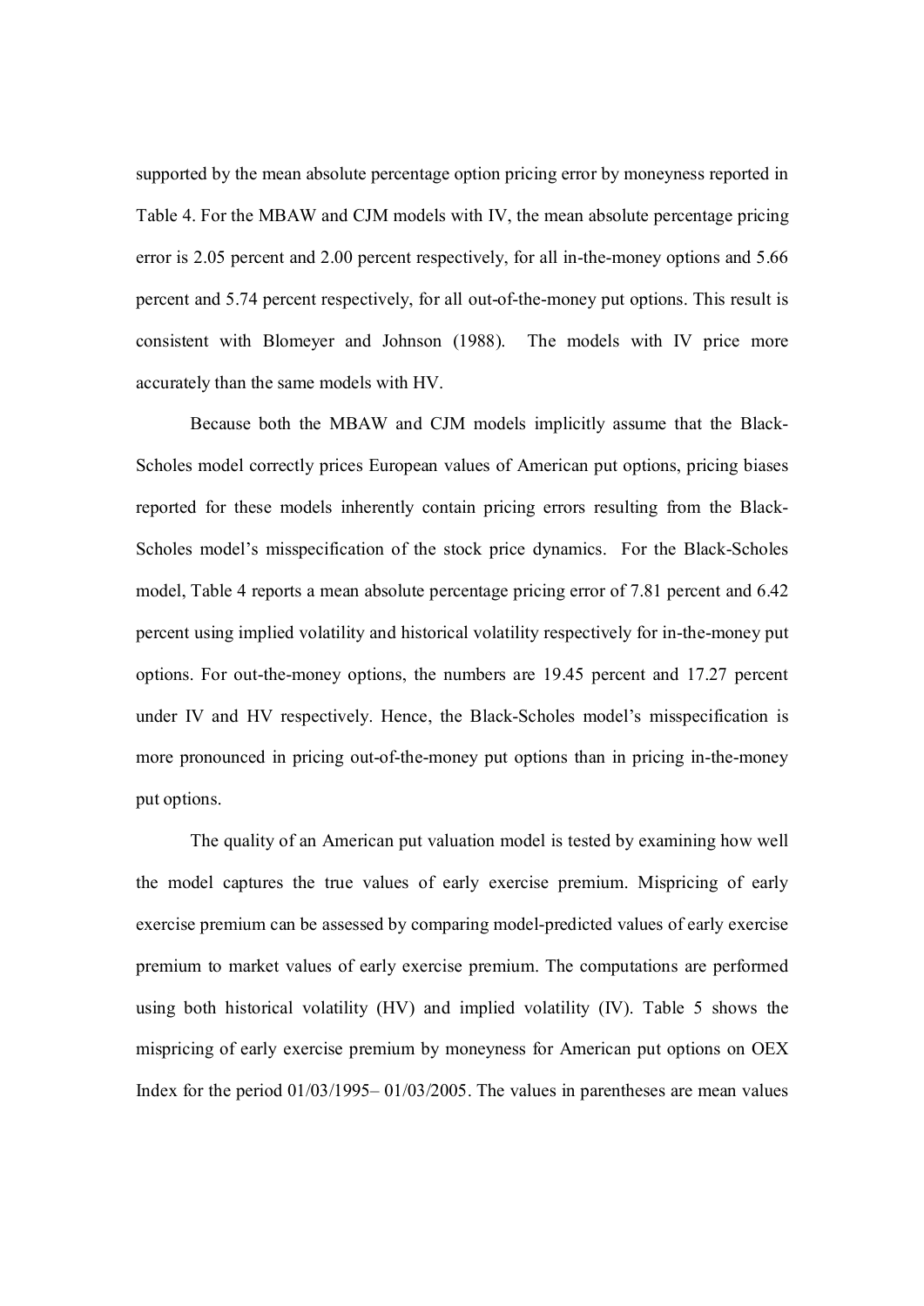supported by the mean absolute percentage option pricing error by moneyness reported in Table 4. For the MBAW and CJM models with IV, the mean absolute percentage pricing error is 2.05 percent and 2.00 percent respectively, for all in-the-money options and 5.66 percent and 5.74 percent respectively, for all out-of-the-money put options. This result is consistent with Blomeyer and Johnson (1988). The models with IV price more accurately than the same models with HV.

Because both the MBAW and CJM models implicitly assume that the Black-Scholes model correctly prices European values of American put options, pricing biases reported for these models inherently contain pricing errors resulting from the Black-Scholes model's misspecification of the stock price dynamics. For the Black-Scholes model, Table 4 reports a mean absolute percentage pricing error of 7.81 percent and 6.42 percent using implied volatility and historical volatility respectively for in-the-money put options. For out-the-money options, the numbers are 19.45 percent and 17.27 percent under IV and HV respectively. Hence, the Black-Scholes model's misspecification is more pronounced in pricing out-of-the-money put options than in pricing in-the-money put options.

The quality of an American put valuation model is tested by examining how well the model captures the true values of early exercise premium. Mispricing of early exercise premium can be assessed by comparing model-predicted values of early exercise premium to market values of early exercise premium. The computations are performed using both historical volatility (HV) and implied volatility (IV). Table 5 shows the mispricing of early exercise premium by moneyness for American put options on OEX Index for the period 01/03/1995– 01/03/2005. The values in parentheses are mean values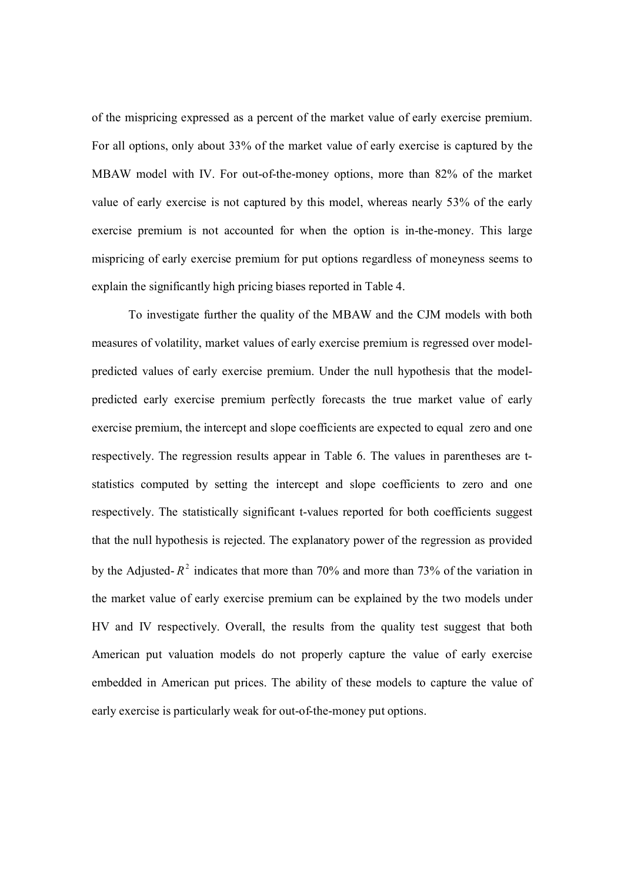of the mispricing expressed as a percent of the market value of early exercise premium. For all options, only about 33% of the market value of early exercise is captured by the MBAW model with IV. For out-of-the-money options, more than 82% of the market value of early exercise is not captured by this model, whereas nearly 53% of the early exercise premium is not accounted for when the option is in-the-money. This large mispricing of early exercise premium for put options regardless of moneyness seems to explain the significantly high pricing biases reported in Table 4.

To investigate further the quality of the MBAW and the CJM models with both measures of volatility, market values of early exercise premium is regressed over model-predicted values of early exercise premium. Under the null hypothesis that the model-predicted early exercise premium perfectly forecasts the true market value of early exercise premium, the intercept and slope coefficients are expected to equal zero and one respectively. The regression results appear in Table 6. The values in parentheses are t-statistics computed by setting the intercept and slope coefficients to zero and one respectively. The statistically significant t-values reported for both coefficients suggest that the null hypothesis is rejected. The explanatory power of the regression as provided by the Adjusted-$R^2$ indicates that more than 70% and more than 73% of the variation in the market value of early exercise premium can be explained by the two models under HV and IV respectively. Overall, the results from the quality test suggest that both American put valuation models do not properly capture the value of early exercise embedded in American put prices. The ability of these models to capture the value of early exercise is particularly weak for out-of-the-money put options.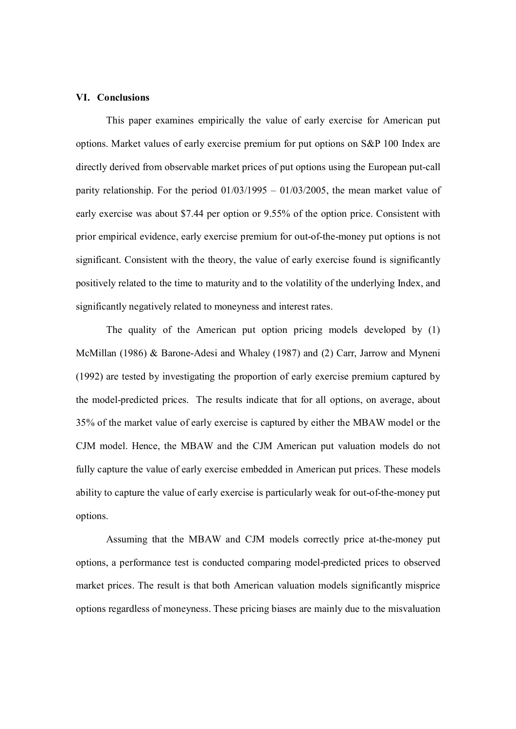## VI. Conclusions

This paper examines empirically the value of early exercise for American put options. Market values of early exercise premium for put options on S&P 100 Index are directly derived from observable market prices of put options using the European put-call parity relationship. For the period 01/03/1995 – 01/03/2005, the mean market value of early exercise was about $7.44 per option or 9.55% of the option price. Consistent with prior empirical evidence, early exercise premium for out-of-the-money put options is not significant. Consistent with the theory, the value of early exercise found is significantly positively related to the time to maturity and to the volatility of the underlying Index, and significantly negatively related to moneyness and interest rates.

The quality of the American put option pricing models developed by (1) McMillan (1986) & Barone-Adesi and Whaley (1987) and (2) Carr, Jarrow and Myneni (1992) are tested by investigating the proportion of early exercise premium captured by the model-predicted prices. The results indicate that for all options, on average, about 35% of the market value of early exercise is captured by either the MBAW model or the CJM model. Hence, the MBAW and the CJM American put valuation models do not fully capture the value of early exercise embedded in American put prices. These models ability to capture the value of early exercise is particularly weak for out-of-the-money put options.

Assuming that the MBAW and CJM models correctly price at-the-money put options, a performance test is conducted comparing model-predicted prices to observed market prices. The result is that both American valuation models significantly misprice options regardless of moneyness. These pricing biases are mainly due to the misvaluation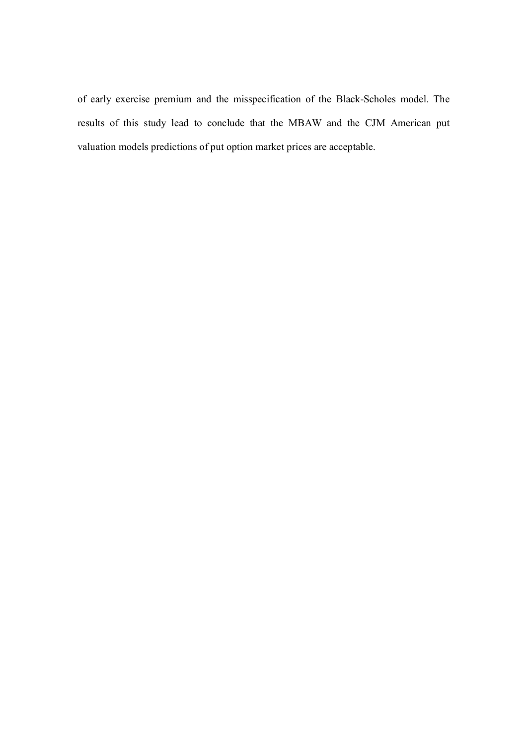of early exercise premium and the misspecification of the Black-Scholes model. The results of this study lead to conclude that the MBAW and the CJM American put valuation models predictions of put option market prices are acceptable.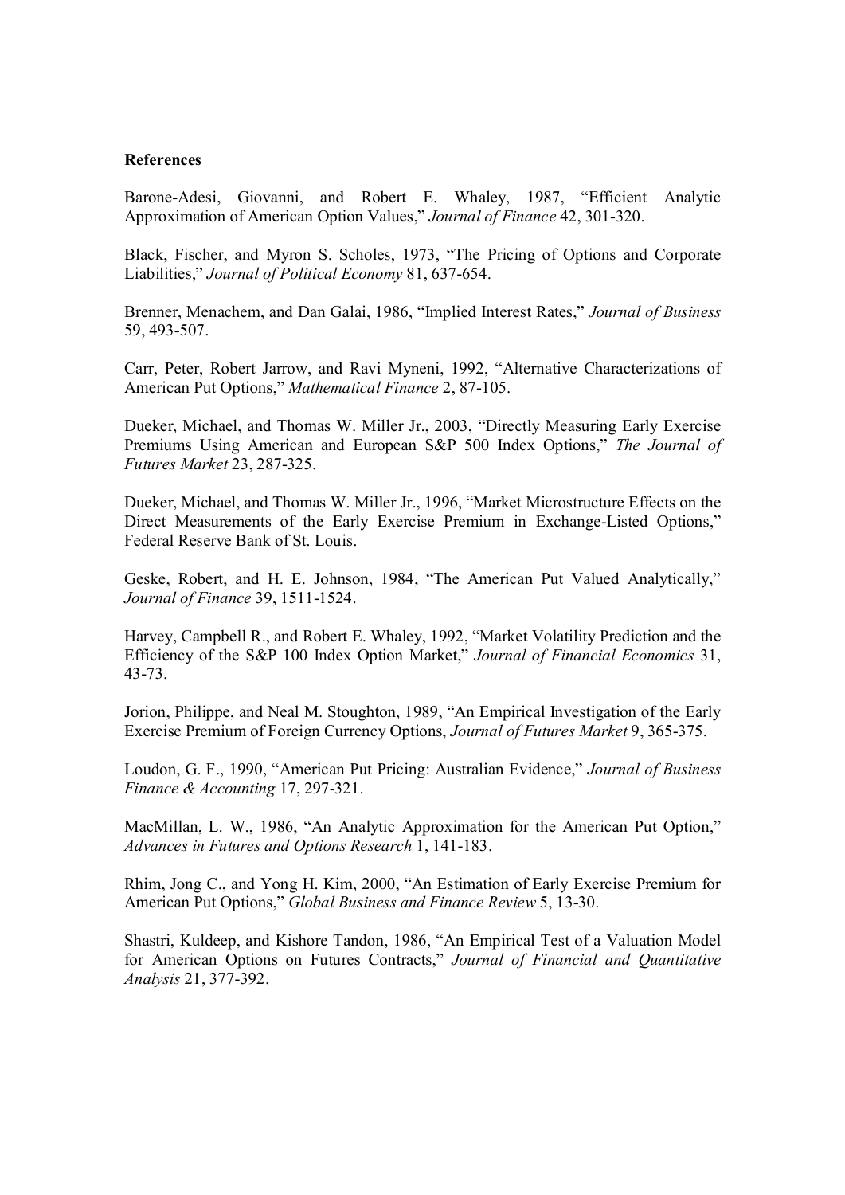**References**

Barone-Adesi, Giovanni, and Robert E. Whaley, 1987, "Efficient Analytic Approximation of American Option Values," *Journal of Finance* 42, 301-320.

Black, Fischer, and Myron S. Scholes, 1973, "The Pricing of Options and Corporate Liabilities," *Journal of Political Economy* 81, 637-654.

Brenner, Menachem, and Dan Galai, 1986, "Implied Interest Rates," *Journal of Business* 59, 493-507.

Carr, Peter, Robert Jarrow, and Ravi Myneni, 1992, "Alternative Characterizations of American Put Options," *Mathematical Finance* 2, 87-105.

Dueker, Michael, and Thomas W. Miller Jr., 2003, "Directly Measuring Early Exercise Premiums Using American and European S&P 500 Index Options," *The Journal of Futures Market* 23, 287-325.

Dueker, Michael, and Thomas W. Miller Jr., 1996, "Market Microstructure Effects on the Direct Measurements of the Early Exercise Premium in Exchange-Listed Options," Federal Reserve Bank of St. Louis.

Geske, Robert, and H. E. Johnson, 1984, "The American Put Valued Analytically," *Journal of Finance* 39, 1511-1524.

Harvey, Campbell R., and Robert E. Whaley, 1992, "Market Volatility Prediction and the Efficiency of the S&P 100 Index Option Market," *Journal of Financial Economics* 31, 43-73.

Jorion, Philippe, and Neal M. Stoughton, 1989, "An Empirical Investigation of the Early Exercise Premium of Foreign Currency Options, *Journal of Futures Market* 9, 365-375.

Loudon, G. F., 1990, "American Put Pricing: Australian Evidence," *Journal of Business Finance & Accounting* 17, 297-321.

MacMillan, L. W., 1986, "An Analytic Approximation for the American Put Option," *Advances in Futures and Options Research* 1, 141-183.

Rhim, Jong C., and Yong H. Kim, 2000, "An Estimation of Early Exercise Premium for American Put Options," *Global Business and Finance Review* 5, 13-30.

Shastri, Kuldeep, and Kishore Tandon, 1986, "An Empirical Test of a Valuation Model for American Options on Futures Contracts," *Journal of Financial and Quantitative Analysis* 21, 377-392.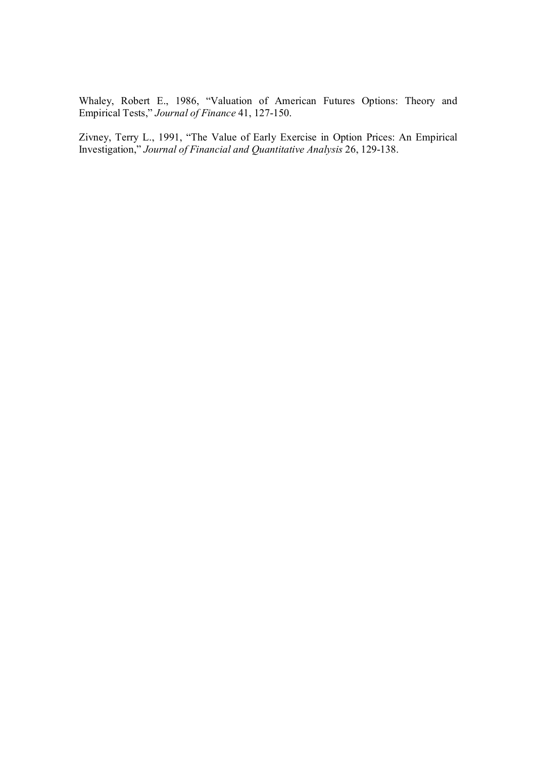Whaley, Robert E., 1986, "Valuation of American Futures Options: Theory and Empirical Tests," *Journal of Finance* 41, 127-150.

Zivney, Terry L., 1991, "The Value of Early Exercise in Option Prices: An Empirical Investigation," *Journal of Financial and Quantitative Analysis* 26, 129-138.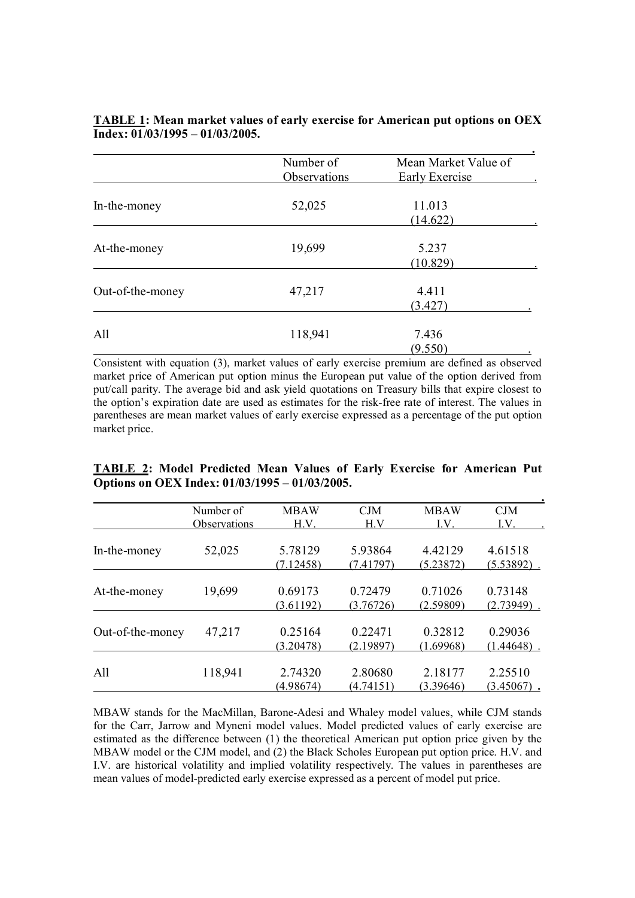**TABLE 1: Mean market values of early exercise for American put options on OEX Index: 01/03/1995 – 01/03/2005.**

| | Number of Observations | Mean Market Value of Early Exercise |
|---|---|---|
| In-the-money | 52,025 | 11.013 (14.622) |
| At-the-money | 19,699 | 5.237 (10.829) |
| Out-of-the-money | 47,217 | 4.411 (3.427) |
| All | 118,941 | 7.436 (9.550) |

Consistent with equation (3), market values of early exercise premium are defined as observed market price of American put option minus the European put value of the option derived from put/call parity. The average bid and ask yield quotations on Treasury bills that expire closest to the option's expiration date are used as estimates for the risk-free rate of interest. The values in parentheses are mean market values of early exercise expressed as a percentage of the put option market price.

**TABLE 2: Model Predicted Mean Values of Early Exercise for American Put Options on OEX Index: 01/03/1995 – 01/03/2005.**

| | Number of Observations | MBAW H.V. | CJM H.V | MBAW I.V. | CJM I.V. |
|---|---|---|---|---|---|
| In-the-money | 52,025 | 5.78129 (7.12458) | 5.93864 (7.41797) | 4.42129 (5.23872) | 4.61518 (5.53892) |
| At-the-money | 19,699 | 0.69173 (3.61192) | 0.72479 (3.76726) | 0.71026 (2.59809) | 0.73148 (2.73949) |
| Out-of-the-money | 47,217 | 0.25164 (3.20478) | 0.22471 (2.19897) | 0.32812 (1.69968) | 0.29036 (1.44648) |
| All | 118,941 | 2.74320 (4.98674) | 2.80680 (4.74151) | 2.18177 (3.39646) | 2.25510 (3.45067) |

MBAW stands for the MacMillan, Barone-Adesi and Whaley model values, while CJM stands for the Carr, Jarrow and Myneni model values. Model predicted values of early exercise are estimated as the difference between (1) the theoretical American put option price given by the MBAW model or the CJM model, and (2) the Black Scholes European put option price. H.V. and I.V. are historical volatility and implied volatility respectively. The values in parentheses are mean values of model-predicted early exercise expressed as a percent of model put price.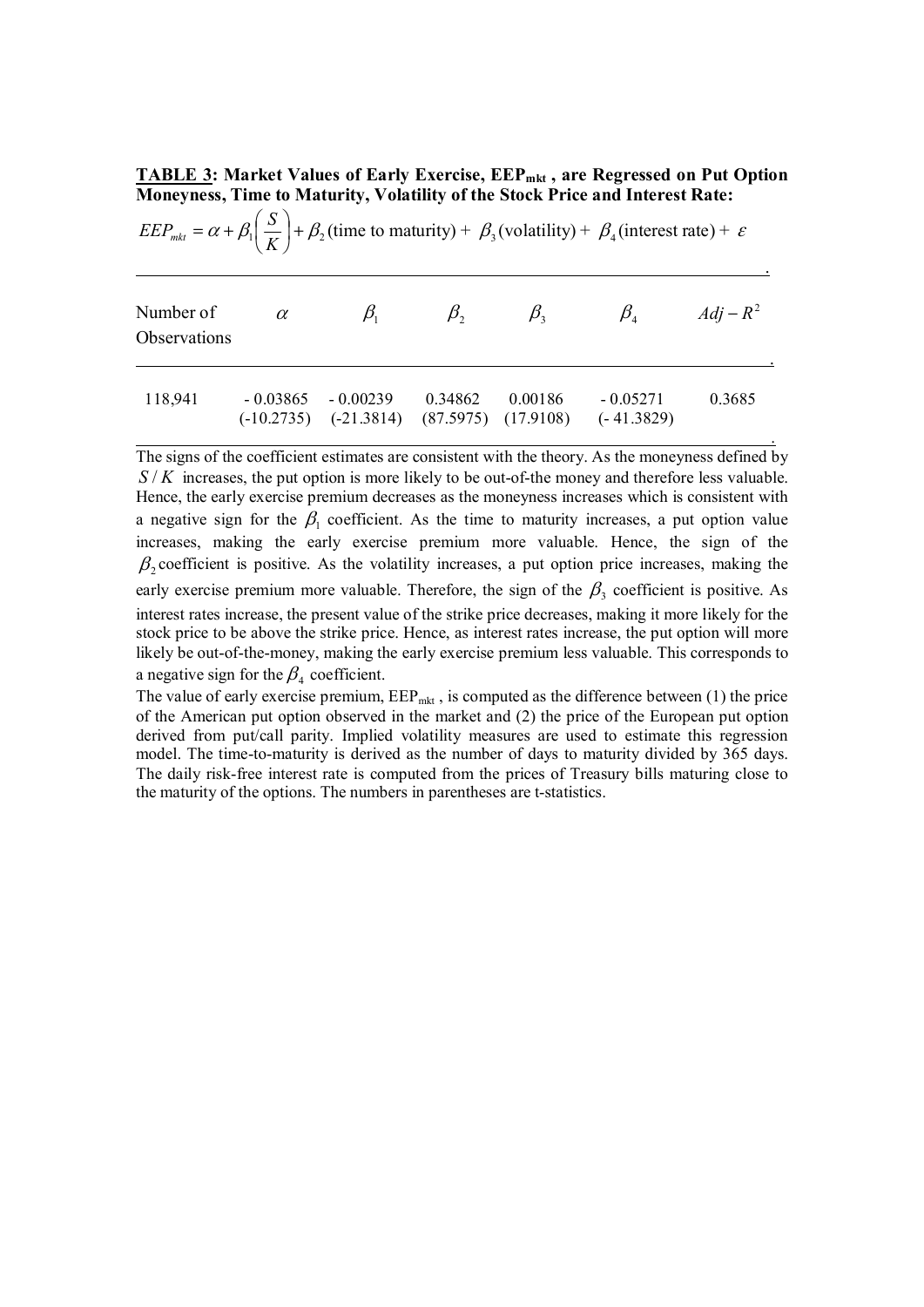**TABLE 3: Market Values of Early Exercise, $EEP_{mkt}$ , are Regressed on Put Option Moneyness, Time to Maturity, Volatility of the Stock Price and Interest Rate:**

$$EEP_{mkt} = \alpha + \beta_1\left(\frac{S}{K}\right) + \beta_2(\text{time to maturity}) + \beta_3(\text{volatility}) + \beta_4(\text{interest rate}) + \varepsilon$$

| Number of Observations | $\alpha$ | $\beta_1$ | $\beta_2$ | $\beta_3$ | $\beta_4$ | $Adj-R^2$ |
|---|---|---|---|---|---|---|
| 118,941 | - 0.03865<br>(-10.2735) | - 0.00239<br>(-21.3814) | 0.34862<br>(87.5975) | 0.00186<br>(17.9108) | - 0.05271<br>(- 41.3829) | 0.3685 |

The signs of the coefficient estimates are consistent with the theory. As the moneyness defined by $S/K$ increases, the put option is more likely to be out-of-the money and therefore less valuable. Hence, the early exercise premium decreases as the moneyness increases which is consistent with a negative sign for the $\beta_1$ coefficient. As the time to maturity increases, a put option value increases, making the early exercise premium more valuable. Hence, the sign of the $\beta_2$ coefficient is positive. As the volatility increases, a put option price increases, making the early exercise premium more valuable. Therefore, the sign of the $\beta_3$ coefficient is positive. As interest rates increase, the present value of the strike price decreases, making it more likely for the stock price to be above the strike price. Hence, as interest rates increase, the put option will more likely be out-of-the-money, making the early exercise premium less valuable. This corresponds to a negative sign for the $\beta_4$ coefficient.

The value of early exercise premium, $EEP_{mkt}$ , is computed as the difference between (1) the price of the American put option observed in the market and (2) the price of the European put option derived from put/call parity. Implied volatility measures are used to estimate this regression model. The time-to-maturity is derived as the number of days to maturity divided by 365 days. The daily risk-free interest rate is computed from the prices of Treasury bills maturing close to the maturity of the options. The numbers in parentheses are t-statistics.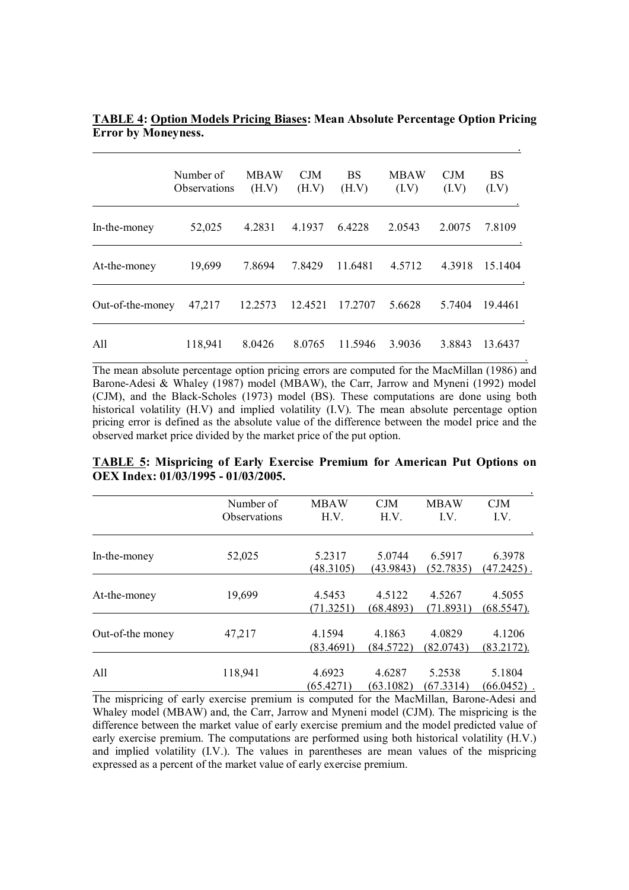**TABLE 4**: **Option Models Pricing Biases**: **Mean Absolute Percentage Option Pricing Error by Moneyness.**

| | Number of Observations | MBAW (H.V) | CJM (H.V) | BS (H.V) | MBAW (I.V) | CJM (I.V) | BS (I.V) |
|---|---|---|---|---|---|---|---|
| In-the-money | 52,025 | 4.2831 | 4.1937 | 6.4228 | 2.0543 | 2.0075 | 7.8109 |
| At-the-money | 19,699 | 7.8694 | 7.8429 | 11.6481 | 4.5712 | 4.3918 | 15.1404 |
| Out-of-the-money | 47,217 | 12.2573 | 12.4521 | 17.2707 | 5.6628 | 5.7404 | 19.4461 |
| All | 118,941 | 8.0426 | 8.0765 | 11.5946 | 3.9036 | 3.8843 | 13.6437 |

The mean absolute percentage option pricing errors are computed for the MacMillan (1986) and Barone-Adesi & Whaley (1987) model (MBAW), the Carr, Jarrow and Myneni (1992) model (CJM), and the Black-Scholes (1973) model (BS). These computations are done using both historical volatility (H.V) and implied volatility (I.V). The mean absolute percentage option pricing error is defined as the absolute value of the difference between the model price and the observed market price divided by the market price of the put option.

**TABLE 5**: **Mispricing of Early Exercise Premium for American Put Options on OEX Index: 01/03/1995 - 01/03/2005.**

| | Number of Observations | MBAW H.V. | CJM H.V. | MBAW I.V. | CJM I.V. |
|---|---|---|---|---|---|
| In-the-money | 52,025 | 5.2317 (48.3105) | 5.0744 (43.9843) | 6.5917 (52.7835) | 6.3978 (47.2425) |
| At-the-money | 19,699 | 4.5453 (71.3251) | 4.5122 (68.4893) | 4.5267 (71.8931) | 4.5055 (68.5547) |
| Out-of-the money | 47,217 | 4.1594 (83.4691) | 4.1863 (84.5722) | 4.0829 (82.0743) | 4.1206 (83.2172) |
| All | 118,941 | 4.6923 (65.4271) | 4.6287 (63.1082) | 5.2538 (67.3314) | 5.1804 (66.0452) |

The mispricing of early exercise premium is computed for the MacMillan, Barone-Adesi and Whaley model (MBAW) and, the Carr, Jarrow and Myneni model (CJM). The mispricing is the difference between the market value of early exercise premium and the model predicted value of early exercise premium. The computations are performed using both historical volatility (H.V.) and implied volatility (I.V.). The values in parentheses are mean values of the mispricing expressed as a percent of the market value of early exercise premium.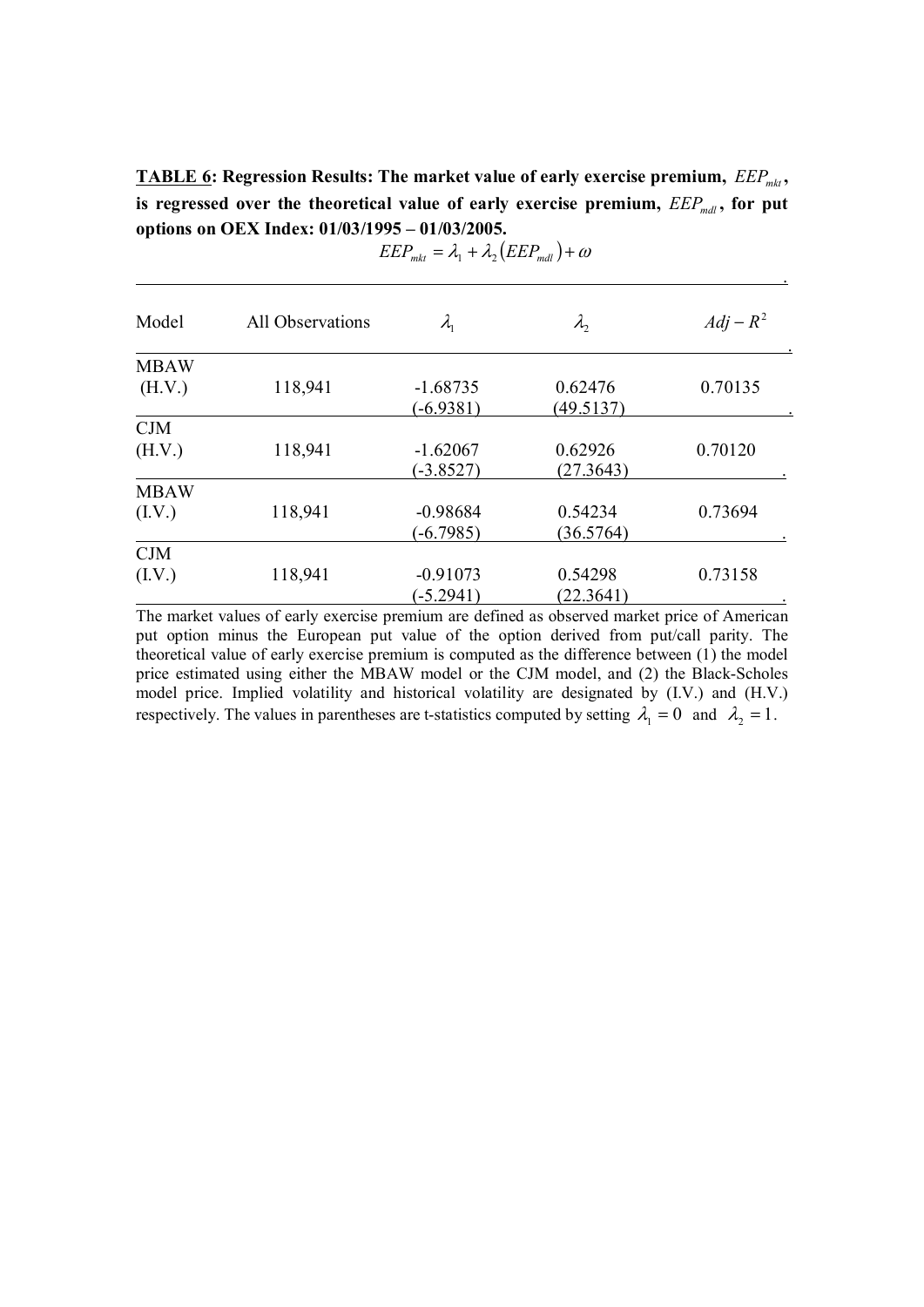**TABLE 6: Regression Results: The market value of early exercise premium, $EEP_{mkt}$, is regressed over the theoretical value of early exercise premium, $EEP_{mdl}$, for put options on OEX Index: 01/03/1995 – 01/03/2005.**

$$EEP_{mkt} = \lambda_1 + \lambda_2 \left(EEP_{mdl}\right) + \omega$$

| Model | All Observations | $\lambda_1$ | $\lambda_2$ | $Adj - R^2$ |
|---|---|---|---|---|
| MBAW (H.V.) | 118,941 | -1.68735 (-6.9381) | 0.62476 (49.5137) | 0.70135 |
| CJM (H.V.) | 118,941 | -1.62067 (-3.8527) | 0.62926 (27.3643) | 0.70120 |
| MBAW (I.V.) | 118,941 | -0.98684 (-6.7985) | 0.54234 (36.5764) | 0.73694 |
| CJM (I.V.) | 118,941 | -0.91073 (-5.2941) | 0.54298 (22.3641) | 0.73158 |

The market values of early exercise premium are defined as observed market price of American put option minus the European put value of the option derived from put/call parity. The theoretical value of early exercise premium is computed as the difference between (1) the model price estimated using either the MBAW model or the CJM model, and (2) the Black-Scholes model price. Implied volatility and historical volatility are designated by (I.V.) and (H.V.) respectively. The values in parentheses are t-statistics computed by setting $\lambda_1 = 0$ and $\lambda_2 = 1$.